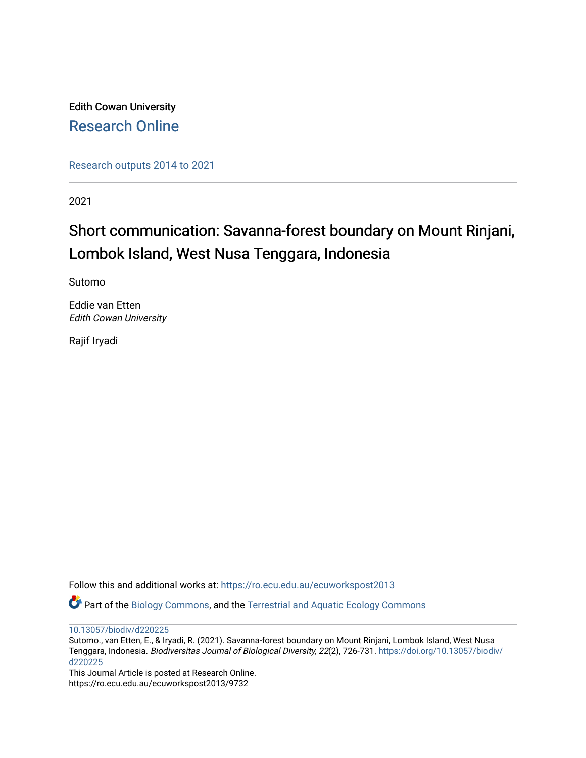Edith Cowan University

Research Online

Research outputs 2014 to 2021

2021

# Short communication: Savanna-forest boundary on Mount Rinjani, Lombok Island, West Nusa Tenggara, Indonesia

Sutomo

Eddie van Etten
*Edith Cowan University*

Rajif Iryadi

Follow this and additional works at: https://ro.ecu.edu.au/ecuworkspost2013

Part of the Biology Commons, and the Terrestrial and Aquatic Ecology Commons

10.13057/biodiv/d220225
Sutomo., van Etten, E., & Iryadi, R. (2021). Savanna-forest boundary on Mount Rinjani, Lombok Island, West Nusa Tenggara, Indonesia. *Biodiversitas Journal of Biological Diversity, 22*(2), 726-731. https://doi.org/10.13057/biodiv/d220225
This Journal Article is posted at Research Online.
https://ro.ecu.edu.au/ecuworkspost2013/9732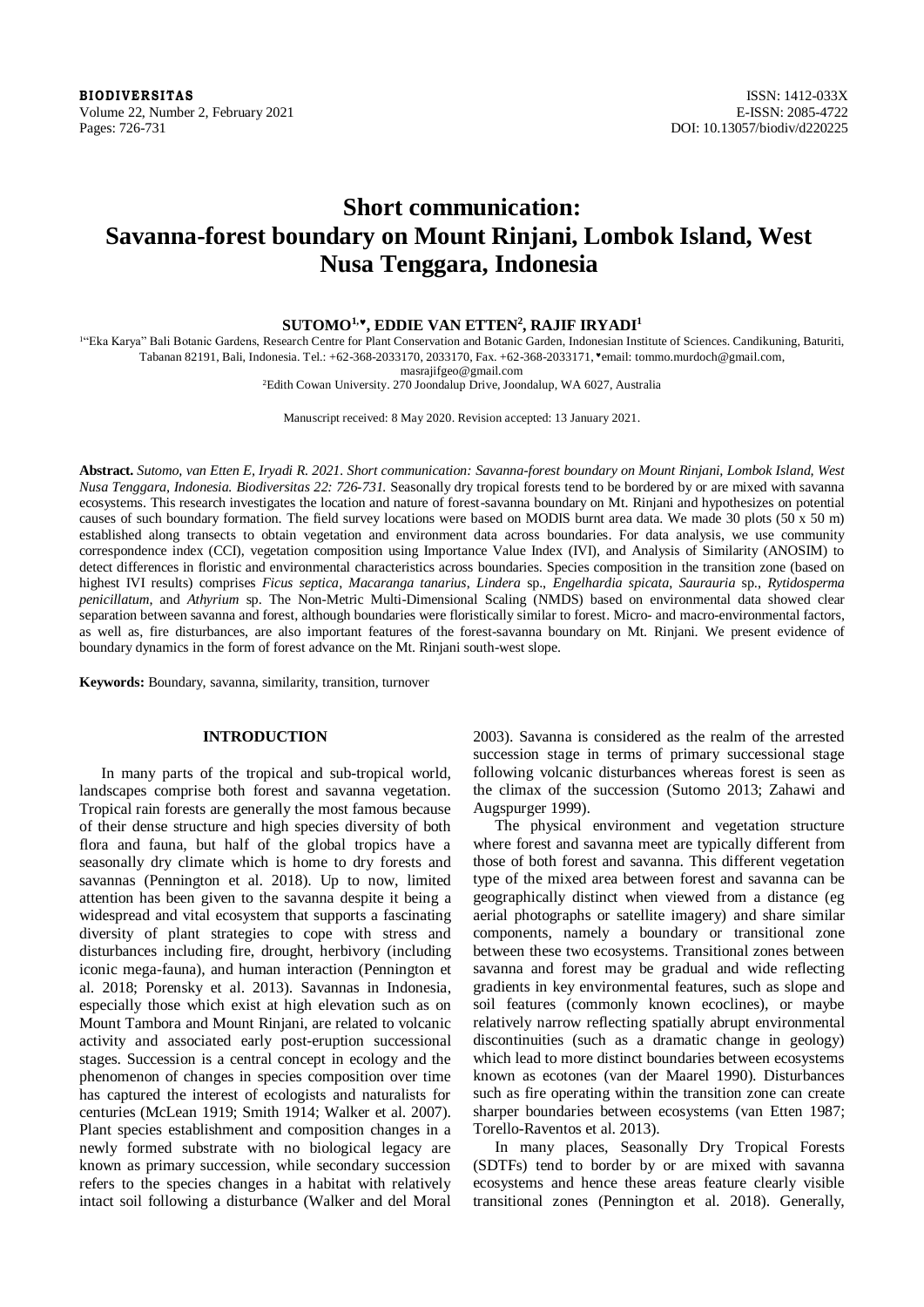# Short communication: Savanna-forest boundary on Mount Rinjani, Lombok Island, West Nusa Tenggara, Indonesia

**SUTOMO[1,♥], EDDIE VAN ETTEN[2], RAJIF IRYADI[1]**

[1]"Eka Karya" Bali Botanic Gardens, Research Centre for Plant Conservation and Botanic Garden, Indonesian Institute of Sciences. Candikuning, Baturiti, Tabanan 82191, Bali, Indonesia. Tel.: +62-368-2033170, 2033170, Fax. +62-368-2033171, ♥email: tommo.murdoch@gmail.com, masrajifgeo@gmail.com

[2]Edith Cowan University. 270 Joondalup Drive, Joondalup, WA 6027, Australia

Manuscript received: 8 May 2020. Revision accepted: 13 January 2021.

**Abstract.** *Sutomo, van Etten E, Iryadi R. 2021. Short communication: Savanna-forest boundary on Mount Rinjani, Lombok Island, West Nusa Tenggara, Indonesia. Biodiversitas 22: 726-731.* Seasonally dry tropical forests tend to be bordered by or are mixed with savanna ecosystems. This research investigates the location and nature of forest-savanna boundary on Mt. Rinjani and hypothesizes on potential causes of such boundary formation. The field survey locations were based on MODIS burnt area data. We made 30 plots (50 x 50 m) established along transects to obtain vegetation and environment data across boundaries. For data analysis, we use community correspondence index (CCI), vegetation composition using Importance Value Index (IVI), and Analysis of Similarity (ANOSIM) to detect differences in floristic and environmental characteristics across boundaries. Species composition in the transition zone (based on highest IVI results) comprises *Ficus septica*, *Macaranga tanarius*, *Lindera* sp., *Engelhardia spicata*, *Saurauria* sp., *Rytidosperma penicillatum*, and *Athyrium* sp. The Non-Metric Multi-Dimensional Scaling (NMDS) based on environmental data showed clear separation between savanna and forest, although boundaries were floristically similar to forest. Micro- and macro-environmental factors, as well as, fire disturbances, are also important features of the forest-savanna boundary on Mt. Rinjani. We present evidence of boundary dynamics in the form of forest advance on the Mt. Rinjani south-west slope.

**Keywords:** Boundary, savanna, similarity, transition, turnover

## INTRODUCTION

In many parts of the tropical and sub-tropical world, landscapes comprise both forest and savanna vegetation. Tropical rain forests are generally the most famous because of their dense structure and high species diversity of both flora and fauna, but half of the global tropics have a seasonally dry climate which is home to dry forests and savannas (Pennington et al. 2018). Up to now, limited attention has been given to the savanna despite it being a widespread and vital ecosystem that supports a fascinating diversity of plant strategies to cope with stress and disturbances including fire, drought, herbivory (including iconic mega-fauna), and human interaction (Pennington et al. 2018; Porensky et al. 2013). Savannas in Indonesia, especially those which exist at high elevation such as on Mount Tambora and Mount Rinjani, are related to volcanic activity and associated early post-eruption successional stages. Succession is a central concept in ecology and the phenomenon of changes in species composition over time has captured the interest of ecologists and naturalists for centuries (McLean 1919; Smith 1914; Walker et al. 2007). Plant species establishment and composition changes in a newly formed substrate with no biological legacy are known as primary succession, while secondary succession refers to the species changes in a habitat with relatively intact soil following a disturbance (Walker and del Moral 2003). Savanna is considered as the realm of the arrested succession stage in terms of primary successional stage following volcanic disturbances whereas forest is seen as the climax of the succession (Sutomo 2013; Zahawi and Augspurger 1999).

The physical environment and vegetation structure where forest and savanna meet are typically different from those of both forest and savanna. This different vegetation type of the mixed area between forest and savanna can be geographically distinct when viewed from a distance (eg aerial photographs or satellite imagery) and share similar components, namely a boundary or transitional zone between these two ecosystems. Transitional zones between savanna and forest may be gradual and wide reflecting gradients in key environmental features, such as slope and soil features (commonly known ecoclines), or maybe relatively narrow reflecting spatially abrupt environmental discontinuities (such as a dramatic change in geology) which lead to more distinct boundaries between ecosystems known as ecotones (van der Maarel 1990). Disturbances such as fire operating within the transition zone can create sharper boundaries between ecosystems (van Etten 1987; Torello-Raventos et al. 2013).

In many places, Seasonally Dry Tropical Forests (SDTFs) tend to border by or are mixed with savanna ecosystems and hence these areas feature clearly visible transitional zones (Pennington et al. 2018). Generally,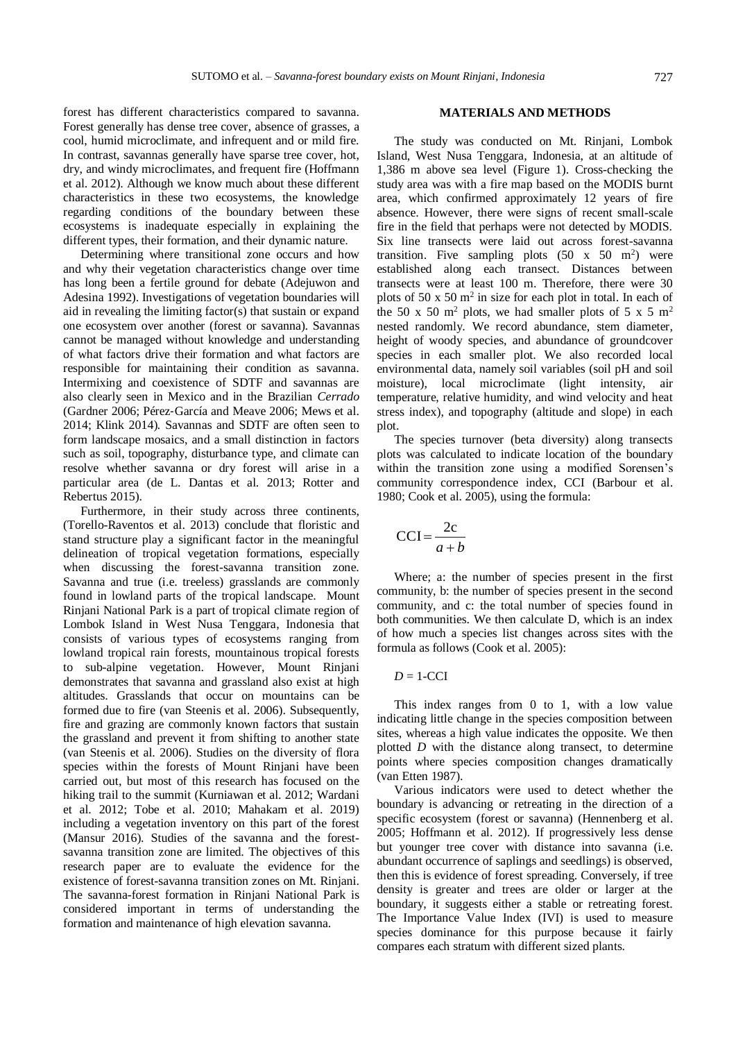forest has different characteristics compared to savanna. Forest generally has dense tree cover, absence of grasses, a cool, humid microclimate, and infrequent and or mild fire. In contrast, savannas generally have sparse tree cover, hot, dry, and windy microclimates, and frequent fire (Hoffmann et al. 2012). Although we know much about these different characteristics in these two ecosystems, the knowledge regarding conditions of the boundary between these ecosystems is inadequate especially in explaining the different types, their formation, and their dynamic nature.

Determining where transitional zone occurs and how and why their vegetation characteristics change over time has long been a fertile ground for debate (Adejuwon and Adesina 1992). Investigations of vegetation boundaries will aid in revealing the limiting factor(s) that sustain or expand one ecosystem over another (forest or savanna). Savannas cannot be managed without knowledge and understanding of what factors drive their formation and what factors are responsible for maintaining their condition as savanna. Intermixing and coexistence of SDTF and savannas are also clearly seen in Mexico and in the Brazilian *Cerrado* (Gardner 2006; Pérez-García and Meave 2006; Mews et al. 2014; Klink 2014). Savannas and SDTF are often seen to form landscape mosaics, and a small distinction in factors such as soil, topography, disturbance type, and climate can resolve whether savanna or dry forest will arise in a particular area (de L. Dantas et al. 2013; Rotter and Rebertus 2015).

Furthermore, in their study across three continents, (Torello-Raventos et al. 2013) conclude that floristic and stand structure play a significant factor in the meaningful delineation of tropical vegetation formations, especially when discussing the forest-savanna transition zone. Savanna and true (i.e. treeless) grasslands are commonly found in lowland parts of the tropical landscape. Mount Rinjani National Park is a part of tropical climate region of Lombok Island in West Nusa Tenggara, Indonesia that consists of various types of ecosystems ranging from lowland tropical rain forests, mountainous tropical forests to sub-alpine vegetation. However, Mount Rinjani demonstrates that savanna and grassland also exist at high altitudes. Grasslands that occur on mountains can be formed due to fire (van Steenis et al. 2006). Subsequently, fire and grazing are commonly known factors that sustain the grassland and prevent it from shifting to another state (van Steenis et al. 2006). Studies on the diversity of flora species within the forests of Mount Rinjani have been carried out, but most of this research has focused on the hiking trail to the summit (Kurniawan et al. 2012; Wardani et al. 2012; Tobe et al. 2010; Mahakam et al. 2019) including a vegetation inventory on this part of the forest (Mansur 2016). Studies of the savanna and the forest-savanna transition zone are limited. The objectives of this research paper are to evaluate the evidence for the existence of forest-savanna transition zones on Mt. Rinjani. The savanna-forest formation in Rinjani National Park is considered important in terms of understanding the formation and maintenance of high elevation savanna.

## MATERIALS AND METHODS

The study was conducted on Mt. Rinjani, Lombok Island, West Nusa Tenggara, Indonesia, at an altitude of 1,386 m above sea level (Figure 1). Cross-checking the study area was with a fire map based on the MODIS burnt area, which confirmed approximately 12 years of fire absence. However, there were signs of recent small-scale fire in the field that perhaps were not detected by MODIS. Six line transects were laid out across forest-savanna transition. Five sampling plots (50 x 50 $m^2$) were established along each transect. Distances between transects were at least 100 m. Therefore, there were 30 plots of 50 x 50 $m^2$ in size for each plot in total. In each of the 50 x 50 $m^2$ plots, we had smaller plots of 5 x 5 $m^2$ nested randomly. We record abundance, stem diameter, height of woody species, and abundance of groundcover species in each smaller plot. We also recorded local environmental data, namely soil variables (soil pH and soil moisture), local microclimate (light intensity, air temperature, relative humidity, and wind velocity and heat stress index), and topography (altitude and slope) in each plot.

The species turnover (beta diversity) along transects plots was calculated to indicate location of the boundary within the transition zone using a modified Sorensen's community correspondence index, CCI (Barbour et al. 1980; Cook et al. 2005), using the formula:

$$\mathrm{CCI} = \frac{2c}{a+b}$$

Where; a: the number of species present in the first community, b: the number of species present in the second community, and c: the total number of species found in both communities. We then calculate D, which is an index of how much a species list changes across sites with the formula as follows (Cook et al. 2005):

$$D = 1\text{-CCI}$$

This index ranges from 0 to 1, with a low value indicating little change in the species composition between sites, whereas a high value indicates the opposite. We then plotted $D$ with the distance along transect, to determine points where species composition changes dramatically (van Etten 1987).

Various indicators were used to detect whether the boundary is advancing or retreating in the direction of a specific ecosystem (forest or savanna) (Hennenberg et al. 2005; Hoffmann et al. 2012). If progressively less dense but younger tree cover with distance into savanna (i.e. abundant occurrence of saplings and seedlings) is observed, then this is evidence of forest spreading. Conversely, if tree density is greater and trees are older or larger at the boundary, it suggests either a stable or retreating forest. The Importance Value Index (IVI) is used to measure species dominance for this purpose because it fairly compares each stratum with different sized plants.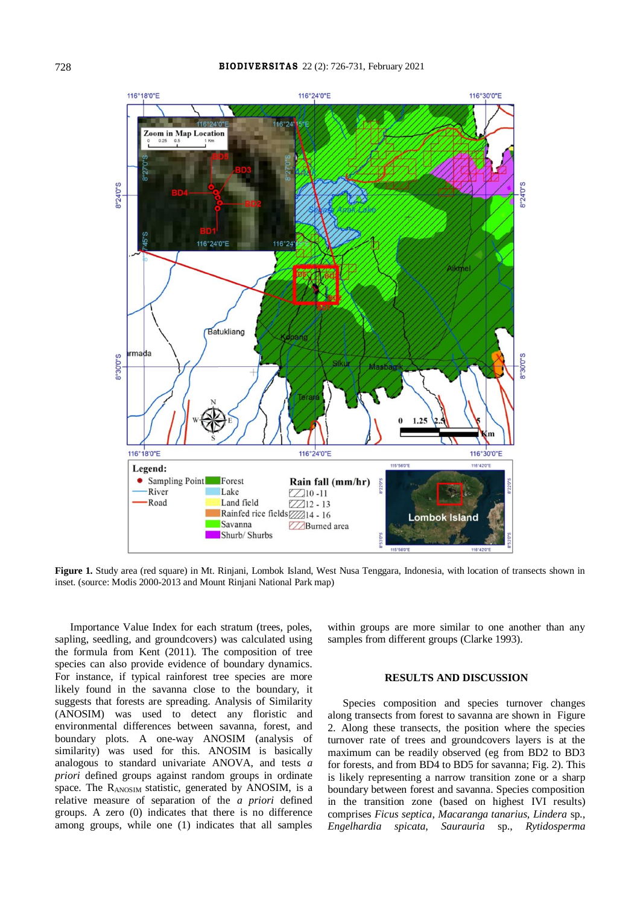**Figure 1.** Study area (red square) in Mt. Rinjani, Lombok Island, West Nusa Tenggara, Indonesia, with location of transects shown in inset. (source: Modis 2000-2013 and Mount Rinjani National Park map)

Importance Value Index for each stratum (trees, poles, sapling, seedling, and groundcovers) was calculated using the formula from Kent (2011). The composition of tree species can also provide evidence of boundary dynamics. For instance, if typical rainforest tree species are more likely found in the savanna close to the boundary, it suggests that forests are spreading. Analysis of Similarity (ANOSIM) was used to detect any floristic and environmental differences between savanna, forest, and boundary plots. A one-way ANOSIM (analysis of similarity) was used for this. ANOSIM is basically analogous to standard univariate ANOVA, and tests *a priori* defined groups against random groups in ordinate space. The $R_{ANOSIM}$ statistic, generated by ANOSIM, is a relative measure of separation of the *a priori* defined groups. A zero (0) indicates that there is no difference among groups, while one (1) indicates that all samples within groups are more similar to one another than any samples from different groups (Clarke 1993).

## RESULTS AND DISCUSSION

Species composition and species turnover changes along transects from forest to savanna are shown in Figure 2. Along these transects, the position where the species turnover rate of trees and groundcovers layers is at the maximum can be readily observed (eg from BD2 to BD3 for forests, and from BD4 to BD5 for savanna; Fig. 2). This is likely representing a narrow transition zone or a sharp boundary between forest and savanna. Species composition in the transition zone (based on highest IVI results) comprises *Ficus septica*, *Macaranga tanarius*, *Lindera* sp., *Engelhardia spicata*, *Saurauria* sp., *Rytidosperma*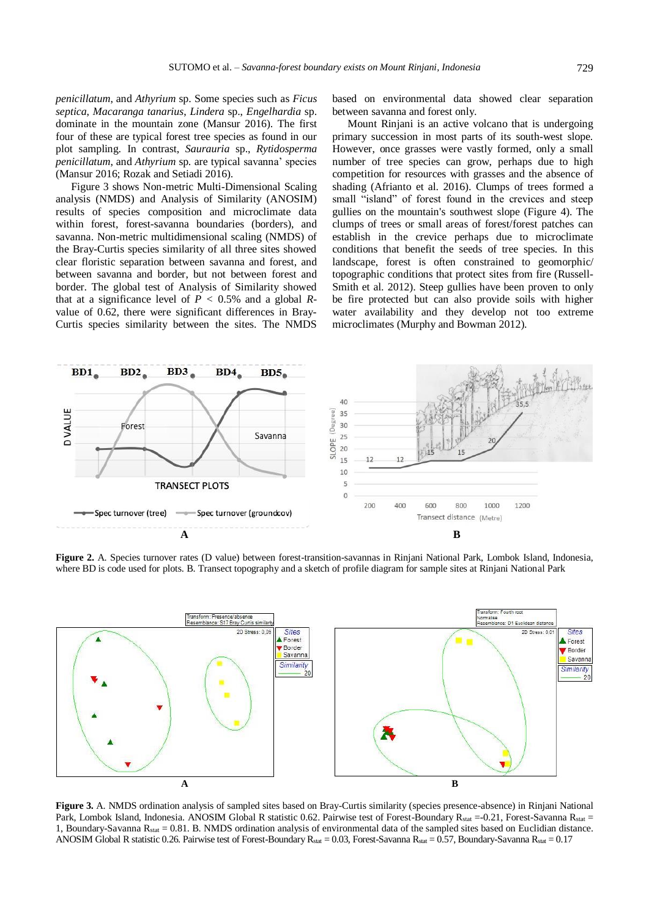*penicillatum*, and *Athyrium* sp. Some species such as *Ficus septica*, *Macaranga tanarius*, *Lindera* sp., *Engelhardia* sp. dominate in the mountain zone (Mansur 2016). The first four of these are typical forest tree species as found in our plot sampling. In contrast, *Saurauria* sp., *Rytidosperma penicillatum*, and *Athyrium* sp. are typical savanna' species (Mansur 2016; Rozak and Setiadi 2016).

Figure 3 shows Non-metric Multi-Dimensional Scaling analysis (NMDS) and Analysis of Similarity (ANOSIM) results of species composition and microclimate data within forest, forest-savanna boundaries (borders), and savanna. Non-metric multidimensional scaling (NMDS) of the Bray-Curtis species similarity of all three sites showed clear floristic separation between savanna and forest, and between savanna and border, but not between forest and border. The global test of Analysis of Similarity showed that at a significance level of $P < 0.5\%$ and a global $R$-value of 0.62, there were significant differences in Bray-Curtis species similarity between the sites. The NMDS based on environmental data showed clear separation between savanna and forest only.

Mount Rinjani is an active volcano that is undergoing primary succession in most parts of its south-west slope. However, once grasses were vastly formed, only a small number of tree species can grow, perhaps due to high competition for resources with grasses and the absence of shading (Afrianto et al. 2016). Clumps of trees formed a small "island" of forest found in the crevices and steep gullies on the mountain's southwest slope (Figure 4). The clumps of trees or small areas of forest/forest patches can establish in the crevice perhaps due to microclimate conditions that benefit the seeds of tree species. In this landscape, forest is often constrained to geomorphic/ topographic conditions that protect sites from fire (Russell-Smith et al. 2012). Steep gullies have been proven to only be fire protected but can also provide soils with higher water availability and they develop not too extreme microclimates (Murphy and Bowman 2012).

**Figure 2.** A. Species turnover rates (D value) between forest-transition-savannas in Rinjani National Park, Lombok Island, Indonesia, where BD is code used for plots. B. Transect topography and a sketch of profile diagram for sample sites at Rinjani National Park

**Figure 3.** A. NMDS ordination analysis of sampled sites based on Bray-Curtis similarity (species presence-absence) in Rinjani National Park, Lombok Island, Indonesia. ANOSIM Global R statistic 0.62. Pairwise test of Forest-Boundary $R_{stat}$ =-0.21, Forest-Savanna $R_{stat}$ = 1, Boundary-Savanna $R_{stat}$ = 0.81. B. NMDS ordination analysis of environmental data of the sampled sites based on Euclidian distance. ANOSIM Global R statistic 0.26. Pairwise test of Forest-Boundary $R_{stat}$ = 0.03, Forest-Savanna $R_{stat}$ = 0.57, Boundary-Savanna $R_{stat}$ = 0.17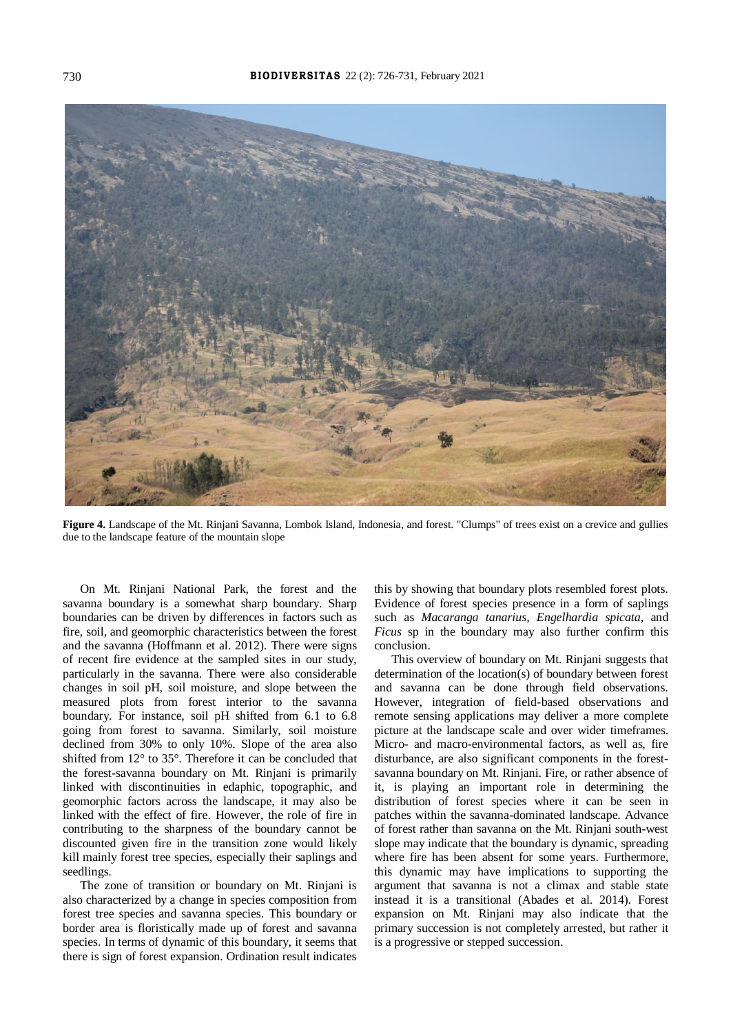**Figure 4.** Landscape of the Mt. Rinjani Savanna, Lombok Island, Indonesia, and forest. "Clumps" of trees exist on a crevice and gullies due to the landscape feature of the mountain slope

On Mt. Rinjani National Park, the forest and the savanna boundary is a somewhat sharp boundary. Sharp boundaries can be driven by differences in factors such as fire, soil, and geomorphic characteristics between the forest and the savanna (Hoffmann et al. 2012). There were signs of recent fire evidence at the sampled sites in our study, particularly in the savanna. There were also considerable changes in soil pH, soil moisture, and slope between the measured plots from forest interior to the savanna boundary. For instance, soil pH shifted from 6.1 to 6.8 going from forest to savanna. Similarly, soil moisture declined from 30% to only 10%. Slope of the area also shifted from 12° to 35°. Therefore it can be concluded that the forest-savanna boundary on Mt. Rinjani is primarily linked with discontinuities in edaphic, topographic, and geomorphic factors across the landscape, it may also be linked with the effect of fire. However, the role of fire in contributing to the sharpness of the boundary cannot be discounted given fire in the transition zone would likely kill mainly forest tree species, especially their saplings and seedlings.

The zone of transition or boundary on Mt. Rinjani is also characterized by a change in species composition from forest tree species and savanna species. This boundary or border area is floristically made up of forest and savanna species. In terms of dynamic of this boundary, it seems that there is sign of forest expansion. Ordination result indicates this by showing that boundary plots resembled forest plots. Evidence of forest species presence in a form of saplings such as *Macaranga tanarius*, *Engelhardia spicata*, and *Ficus* sp in the boundary may also further confirm this conclusion.

This overview of boundary on Mt. Rinjani suggests that determination of the location(s) of boundary between forest and savanna can be done through field observations. However, integration of field-based observations and remote sensing applications may deliver a more complete picture at the landscape scale and over wider timeframes. Micro- and macro-environmental factors, as well as, fire disturbance, are also significant components in the forest-savanna boundary on Mt. Rinjani. Fire, or rather absence of it, is playing an important role in determining the distribution of forest species where it can be seen in patches within the savanna-dominated landscape. Advance of forest rather than savanna on the Mt. Rinjani south-west slope may indicate that the boundary is dynamic, spreading where fire has been absent for some years. Furthermore, this dynamic may have implications to supporting the argument that savanna is not a climax and stable state instead it is a transitional (Abades et al. 2014). Forest expansion on Mt. Rinjani may also indicate that the primary succession is not completely arrested, but rather it is a progressive or stepped succession.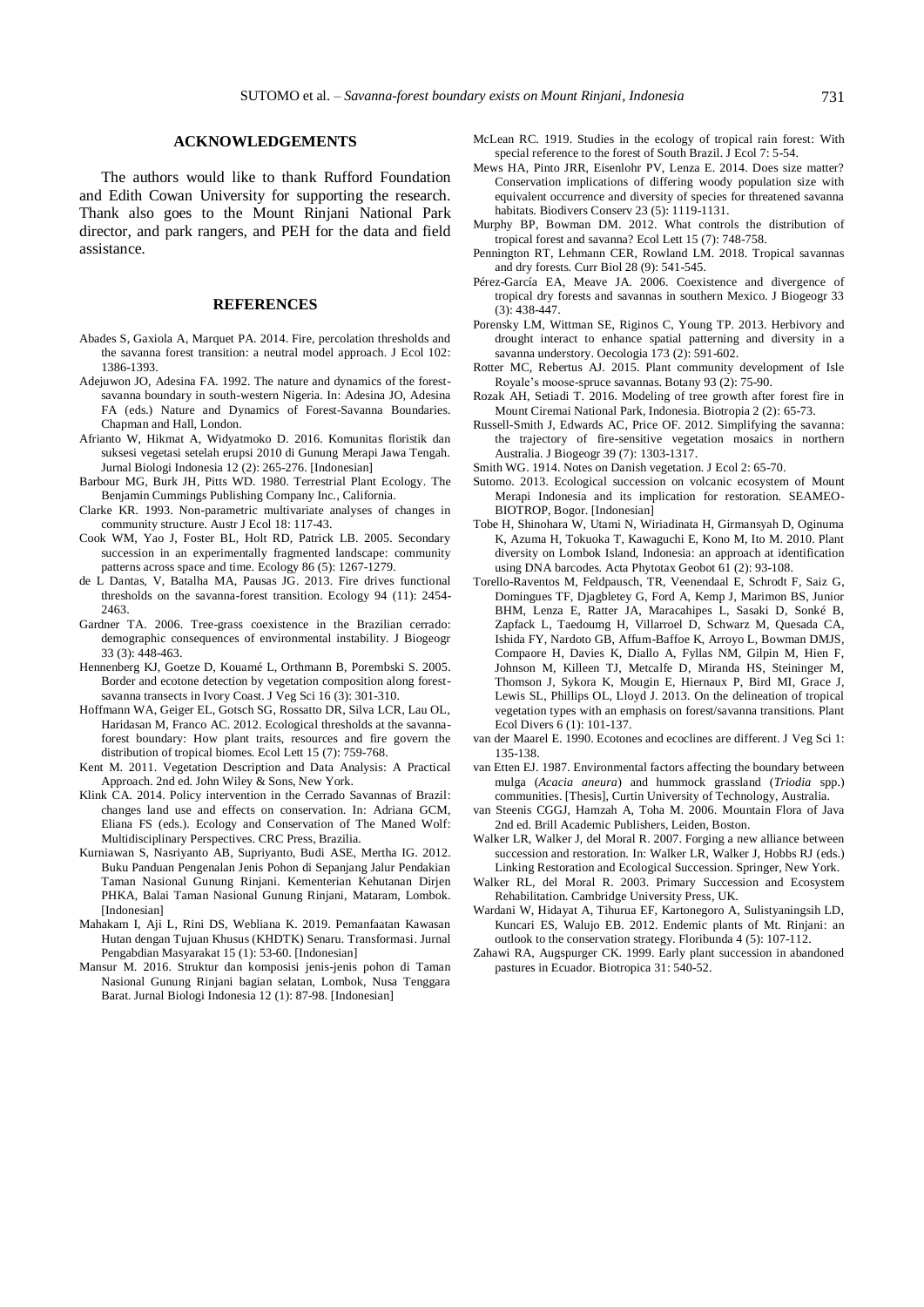## ACKNOWLEDGEMENTS

The authors would like to thank Rufford Foundation and Edith Cowan University for supporting the research. Thank also goes to the Mount Rinjani National Park director, and park rangers, and PEH for the data and field assistance.

## REFERENCES

Abades S, Gaxiola A, Marquet PA. 2014. Fire, percolation thresholds and the savanna forest transition: a neutral model approach. J Ecol 102: 1386-1393.

Adejuwon JO, Adesina FA. 1992. The nature and dynamics of the forest-savanna boundary in south-western Nigeria. In: Adesina JO, Adesina FA (eds.) Nature and Dynamics of Forest-Savanna Boundaries. Chapman and Hall, London.

Afrianto W, Hikmat A, Widyatmoko D. 2016. Komunitas floristik dan suksesi vegetasi setelah erupsi 2010 di Gunung Merapi Jawa Tengah. Jurnal Biologi Indonesia 12 (2): 265-276. [Indonesian]

Barbour MG, Burk JH, Pitts WD. 1980. Terrestrial Plant Ecology. The Benjamin Cummings Publishing Company Inc., California.

Clarke KR. 1993. Non-parametric multivariate analyses of changes in community structure. Austr J Ecol 18: 117-43.

Cook WM, Yao J, Foster BL, Holt RD, Patrick LB. 2005. Secondary succession in an experimentally fragmented landscape: community patterns across space and time. Ecology 86 (5): 1267-1279.

de L Dantas, V, Batalha MA, Pausas JG. 2013. Fire drives functional thresholds on the savanna-forest transition. Ecology 94 (11): 2454-2463.

Gardner TA. 2006. Tree-grass coexistence in the Brazilian cerrado: demographic consequences of environmental instability. J Biogeogr 33 (3): 448-463.

Hennenberg KJ, Goetze D, Kouamé L, Orthmann B, Porembski S. 2005. Border and ecotone detection by vegetation composition along forest-savanna transects in Ivory Coast. J Veg Sci 16 (3): 301-310.

Hoffmann WA, Geiger EL, Gotsch SG, Rossatto DR, Silva LCR, Lau OL, Haridasan M, Franco AC. 2012. Ecological thresholds at the savanna-forest boundary: How plant traits, resources and fire govern the distribution of tropical biomes. Ecol Lett 15 (7): 759-768.

Kent M. 2011. Vegetation Description and Data Analysis: A Practical Approach. 2nd ed. John Wiley & Sons, New York.

Klink CA. 2014. Policy intervention in the Cerrado Savannas of Brazil: changes land use and effects on conservation. In: Adriana GCM, Eliana FS (eds.). Ecology and Conservation of The Maned Wolf: Multidisciplinary Perspectives. CRC Press, Brazilia.

Kurniawan S, Nasriyanto AB, Supriyanto, Budi ASE, Mertha IG. 2012. Buku Panduan Pengenalan Jenis Pohon di Sepanjang Jalur Pendakian Taman Nasional Gunung Rinjani. Kementerian Kehutanan Dirjen PHKA, Balai Taman Nasional Gunung Rinjani, Mataram, Lombok. [Indonesian]

Mahakam I, Aji L, Rini DS, Webliana K. 2019. Pemanfaatan Kawasan Hutan dengan Tujuan Khusus (KHDTK) Senaru. Transformasi. Jurnal Pengabdian Masyarakat 15 (1): 53-60. [Indonesian]

Mansur M. 2016. Struktur dan komposisi jenis-jenis pohon di Taman Nasional Gunung Rinjani bagian selatan, Lombok, Nusa Tenggara Barat. Jurnal Biologi Indonesia 12 (1): 87-98. [Indonesian]

McLean RC. 1919. Studies in the ecology of tropical rain forest: With special reference to the forest of South Brazil. J Ecol 7: 5-54.

Mews HA, Pinto JRR, Eisenlohr PV, Lenza E. 2014. Does size matter? Conservation implications of differing woody population size with equivalent occurrence and diversity of species for threatened savanna habitats. Biodivers Conserv 23 (5): 1119-1131.

Murphy BP, Bowman DM. 2012. What controls the distribution of tropical forest and savanna? Ecol Lett 15 (7): 748-758.

Pennington RT, Lehmann CER, Rowland LM. 2018. Tropical savannas and dry forests. Curr Biol 28 (9): 541-545.

Pérez-García EA, Meave JA. 2006. Coexistence and divergence of tropical dry forests and savannas in southern Mexico. J Biogeogr 33 (3): 438-447.

Porensky LM, Wittman SE, Riginos C, Young TP. 2013. Herbivory and drought interact to enhance spatial patterning and diversity in a savanna understory. Oecologia 173 (2): 591-602.

Rotter MC, Rebertus AJ. 2015. Plant community development of Isle Royale's moose-spruce savannas. Botany 93 (2): 75-90.

Rozak AH, Setiadi T. 2016. Modeling of tree growth after forest fire in Mount Ciremai National Park, Indonesia. Biotropia 2 (2): 65-73.

Russell-Smith J, Edwards AC, Price OF. 2012. Simplifying the savanna: the trajectory of fire-sensitive vegetation mosaics in northern Australia. J Biogeogr 39 (7): 1303-1317.

Smith WG. 1914. Notes on Danish vegetation. J Ecol 2: 65-70.

Sutomo. 2013. Ecological succession on volcanic ecosystem of Mount Merapi Indonesia and its implication for restoration. SEAMEO-BIOTROP, Bogor. [Indonesian]

Tobe H, Shinohara W, Utami N, Wiriadinata H, Girmansyah D, Oginuma K, Azuma H, Tokuoka T, Kawaguchi E, Kono M, Ito M. 2010. Plant diversity on Lombok Island, Indonesia: an approach at identification using DNA barcodes. Acta Phytotax Geobot 61 (2): 93-108.

Torello-Raventos M, Feldpausch, TR, Veenendaal E, Schrodt F, Saiz G, Domingues TF, Djagbletey G, Ford A, Kemp J, Marimon BS, Junior BHM, Lenza E, Ratter JA, Maracahipes L, Sasaki D, Sonké B, Zapfack L, Taedoumg H, Villarroel D, Schwarz M, Quesada CA, Ishida FY, Nardoto GB, Affum-Baffoe K, Arroyo L, Bowman DMJS, Compaore H, Davies K, Diallo A, Fyllas NM, Gilpin M, Hien F, Johnson M, Killeen TJ, Metcalfe D, Miranda HS, Steininger M, Thomson J, Sykora K, Mougin E, Hiernaux P, Bird MI, Grace J, Lewis SL, Phillips OL, Lloyd J. 2013. On the delineation of tropical vegetation types with an emphasis on forest/savanna transitions. Plant Ecol Divers 6 (1): 101-137.

van der Maarel E. 1990. Ecotones and ecoclines are different. J Veg Sci 1: 135-138.

van Etten EJ. 1987. Environmental factors affecting the boundary between mulga (*Acacia aneura*) and hummock grassland (*Triodia* spp.) communities. [Thesis], Curtin University of Technology, Australia.

van Steenis CGGJ, Hamzah A, Toha M. 2006. Mountain Flora of Java 2nd ed. Brill Academic Publishers, Leiden, Boston.

Walker LR, Walker J, del Moral R. 2007. Forging a new alliance between succession and restoration. In: Walker LR, Walker J, Hobbs RJ (eds.) Linking Restoration and Ecological Succession. Springer, New York.

Walker RL, del Moral R. 2003. Primary Succession and Ecosystem Rehabilitation. Cambridge University Press, UK.

Wardani W, Hidayat A, Tihurua EF, Kartonegoro A, Sulistyaningsih LD, Kuncari ES, Walujo EB. 2012. Endemic plants of Mt. Rinjani: an outlook to the conservation strategy. Floribunda 4 (5): 107-112.

Zahawi RA, Augspurger CK. 1999. Early plant succession in abandoned pastures in Ecuador. Biotropica 31: 540-52.